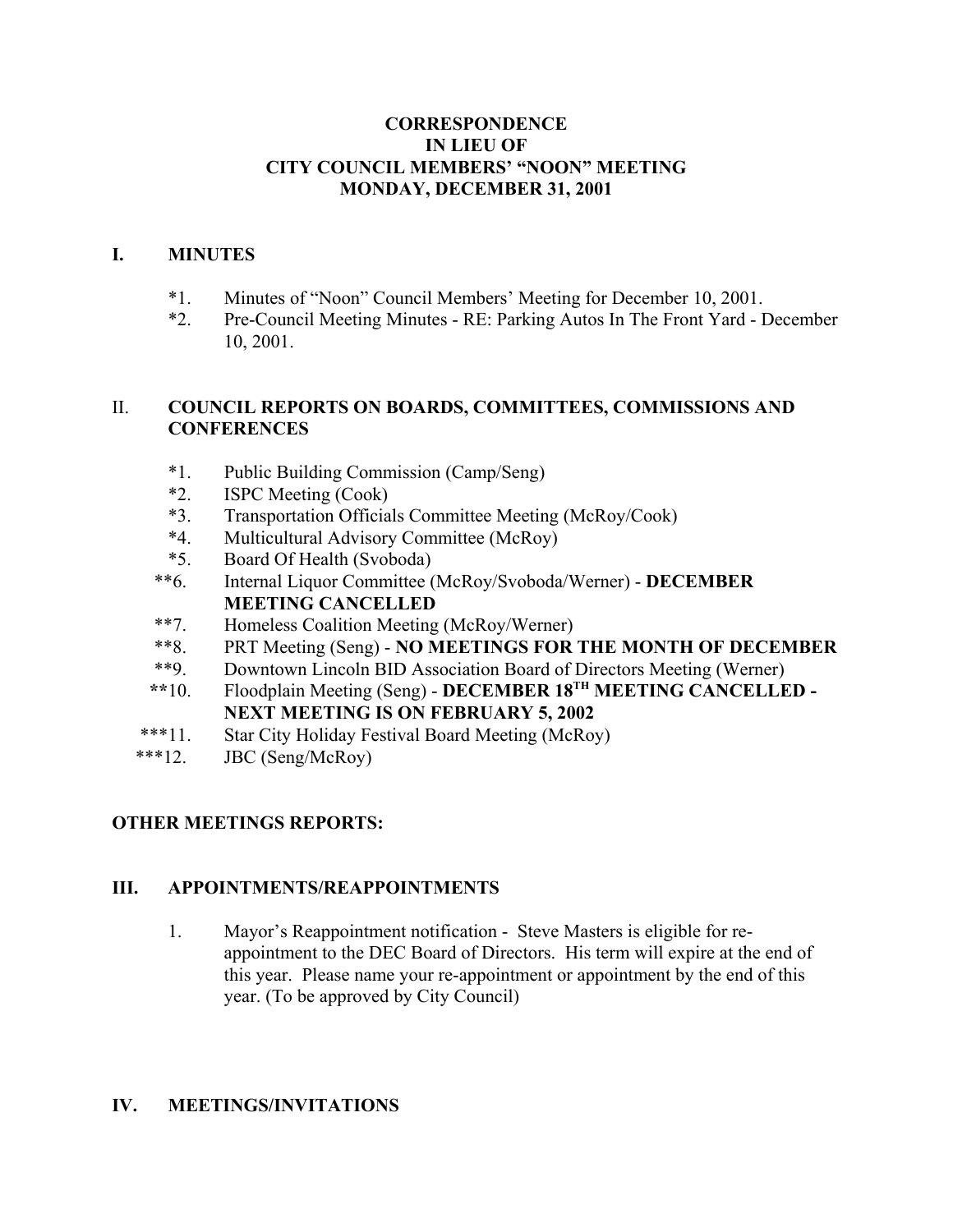# CORRESPONDENCE
# IN LIEU OF
# CITY COUNCIL MEMBERS' "NOON" MEETING
# MONDAY, DECEMBER 31, 2001

## I. MINUTES

*1. Minutes of "Noon" Council Members' Meeting for December 10, 2001.

*2. Pre-Council Meeting Minutes - RE: Parking Autos In The Front Yard - December 10, 2001.

## II. COUNCIL REPORTS ON BOARDS, COMMITTEES, COMMISSIONS AND CONFERENCES

*1. Public Building Commission (Camp/Seng)

*2. ISPC Meeting (Cook)

*3. Transportation Officials Committee Meeting (McRoy/Cook)

*4. Multicultural Advisory Committee (McRoy)

*5. Board Of Health (Svoboda)

**6. Internal Liquor Committee (McRoy/Svoboda/Werner) - **DECEMBER MEETING CANCELLED**

**7. Homeless Coalition Meeting (McRoy/Werner)

**8. PRT Meeting (Seng) - **NO MEETINGS FOR THE MONTH OF DECEMBER**

**9. Downtown Lincoln BID Association Board of Directors Meeting (Werner)

**10. Floodplain Meeting (Seng) - **DECEMBER 18TH MEETING CANCELLED - NEXT MEETING IS ON FEBRUARY 5, 2002**

***11. Star City Holiday Festival Board Meeting (McRoy)

***12. JBC (Seng/McRoy)

## OTHER MEETINGS REPORTS:

## III. APPOINTMENTS/REAPPOINTMENTS

1. Mayor's Reappointment notification - Steve Masters is eligible for re-appointment to the DEC Board of Directors. His term will expire at the end of this year. Please name your re-appointment or appointment by the end of this year. (To be approved by City Council)

## IV. MEETINGS/INVITATIONS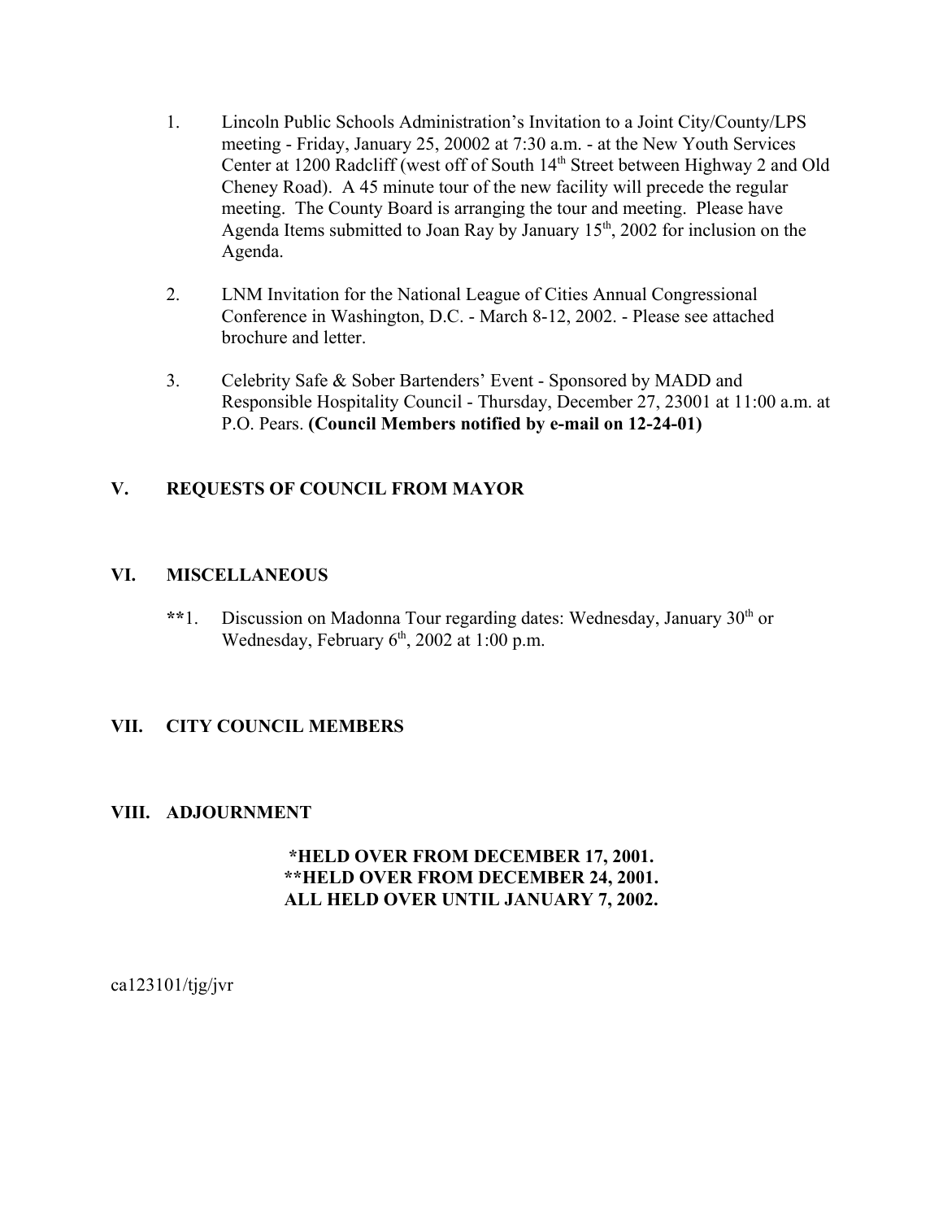1. Lincoln Public Schools Administration's Invitation to a Joint City/County/LPS meeting - Friday, January 25, 20002 at 7:30 a.m. - at the New Youth Services Center at 1200 Radcliff (west off of South 14th Street between Highway 2 and Old Cheney Road). A 45 minute tour of the new facility will precede the regular meeting. The County Board is arranging the tour and meeting. Please have Agenda Items submitted to Joan Ray by January 15th, 2002 for inclusion on the Agenda.

2. LNM Invitation for the National League of Cities Annual Congressional Conference in Washington, D.C. - March 8-12, 2002. - Please see attached brochure and letter.

3. Celebrity Safe & Sober Bartenders' Event - Sponsored by MADD and Responsible Hospitality Council - Thursday, December 27, 23001 at 11:00 a.m. at P.O. Pears. **(Council Members notified by e-mail on 12-24-01)**

## V. REQUESTS OF COUNCIL FROM MAYOR

## VI. MISCELLANEOUS

**1. Discussion on Madonna Tour regarding dates: Wednesday, January 30th or Wednesday, February 6th, 2002 at 1:00 p.m.

## VII. CITY COUNCIL MEMBERS

## VIII. ADJOURNMENT

**\*HELD OVER FROM DECEMBER 17, 2001.**
**\*\*HELD OVER FROM DECEMBER 24, 2001.**
**ALL HELD OVER UNTIL JANUARY 7, 2002.**

ca123101/tjg/jvr